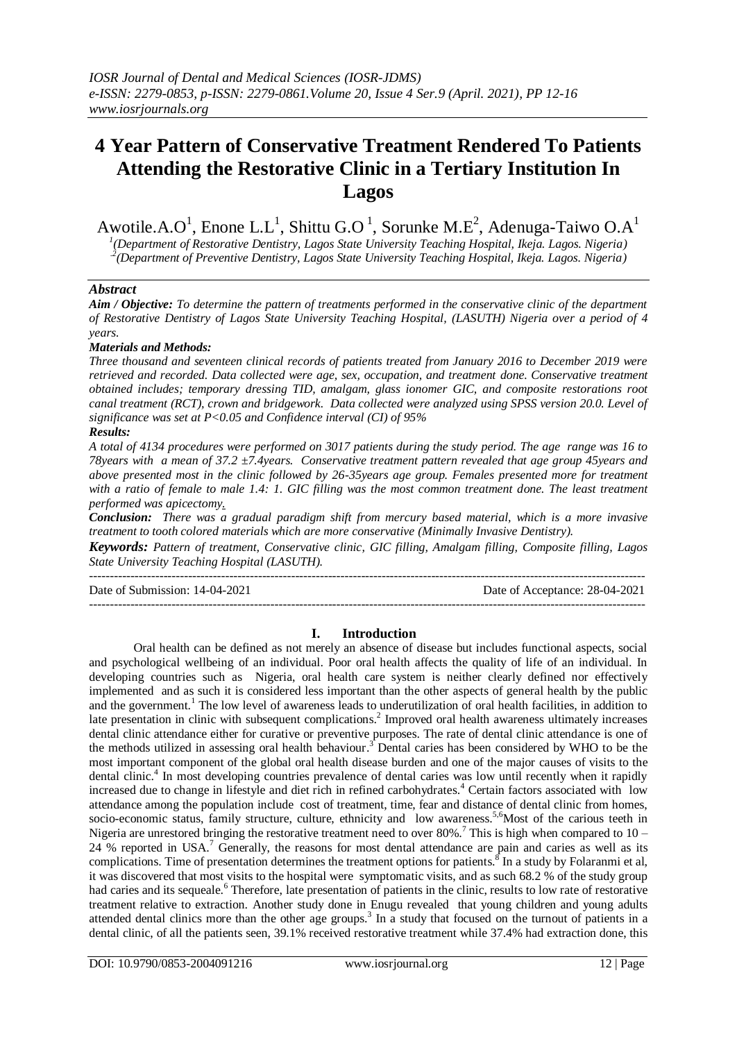# 4 Year Pattern of Conservative Treatment Rendered To Patients Attending the Restorative Clinic in a Tertiary Institution In Lagos

Awotile.A.O[1], Enone L.L[1], Shittu G.O[1], Sorunke M.E[2], Adenuga-Taiwo O.A[1]

[1](Department of Restorative Dentistry, Lagos State University Teaching Hospital, Ikeja. Lagos. Nigeria)
[2](Department of Preventive Dentistry, Lagos State University Teaching Hospital, Ikeja. Lagos. Nigeria)

### Abstract

***Aim / Objective:*** *To determine the pattern of treatments performed in the conservative clinic of the department of Restorative Dentistry of Lagos State University Teaching Hospital, (LASUTH) Nigeria over a period of 4 years.*

***Materials and Methods:***
*Three thousand and seventeen clinical records of patients treated from January 2016 to December 2019 were retrieved and recorded. Data collected were age, sex, occupation, and treatment done. Conservative treatment obtained includes; temporary dressing TID, amalgam, glass ionomer GIC, and composite restorations root canal treatment (RCT), crown and bridgework. Data collected were analyzed using SPSS version 20.0. Level of significance was set at P<0.05 and Confidence interval (CI) of 95%*

***Results:***
*A total of 4134 procedures were performed on 3017 patients during the study period. The age range was 16 to 78years with a mean of 37.2 ±7.4years. Conservative treatment pattern revealed that age group 45years and above presented most in the clinic followed by 26-35years age group. Females presented more for treatment with a ratio of female to male 1.4: 1. GIC filling was the most common treatment done. The least treatment performed was apicectomy.*

***Conclusion:*** *There was a gradual paradigm shift from mercury based material, which is a more invasive treatment to tooth colored materials which are more conservative (Minimally Invasive Dentistry).*

***Keywords:*** *Pattern of treatment, Conservative clinic, GIC filling, Amalgam filling, Composite filling, Lagos State University Teaching Hospital (LASUTH).*

---

Date of Submission: 14-04-2021 Date of Acceptance: 28-04-2021

---

## I. Introduction

Oral health can be defined as not merely an absence of disease but includes functional aspects, social and psychological wellbeing of an individual. Poor oral health affects the quality of life of an individual. In developing countries such as Nigeria, oral health care system is neither clearly defined nor effectively implemented and as such it is considered less important than the other aspects of general health by the public and the government.[1] The low level of awareness leads to underutilization of oral health facilities, in addition to late presentation in clinic with subsequent complications.[2] Improved oral health awareness ultimately increases dental clinic attendance either for curative or preventive purposes. The rate of dental clinic attendance is one of the methods utilized in assessing oral health behaviour.[3] Dental caries has been considered by WHO to be the most important component of the global oral health disease burden and one of the major causes of visits to the dental clinic.[4] In most developing countries prevalence of dental caries was low until recently when it rapidly increased due to change in lifestyle and diet rich in refined carbohydrates.[4] Certain factors associated with low attendance among the population include cost of treatment, time, fear and distance of dental clinic from homes, socio-economic status, family structure, culture, ethnicity and low awareness.[5,6]Most of the carious teeth in Nigeria are unrestored bringing the restorative treatment need to over 80%.[7] This is high when compared to 10 – 24 % reported in USA.[7] Generally, the reasons for most dental attendance are pain and caries as well as its complications. Time of presentation determines the treatment options for patients.[8] In a study by Folaranmi et al, it was discovered that most visits to the hospital were symptomatic visits, and as such 68.2 % of the study group had caries and its sequeale.[6] Therefore, late presentation of patients in the clinic, results to low rate of restorative treatment relative to extraction. Another study done in Enugu revealed that young children and young adults attended dental clinics more than the other age groups.[3] In a study that focused on the turnout of patients in a dental clinic, of all the patients seen, 39.1% received restorative treatment while 37.4% had extraction done, this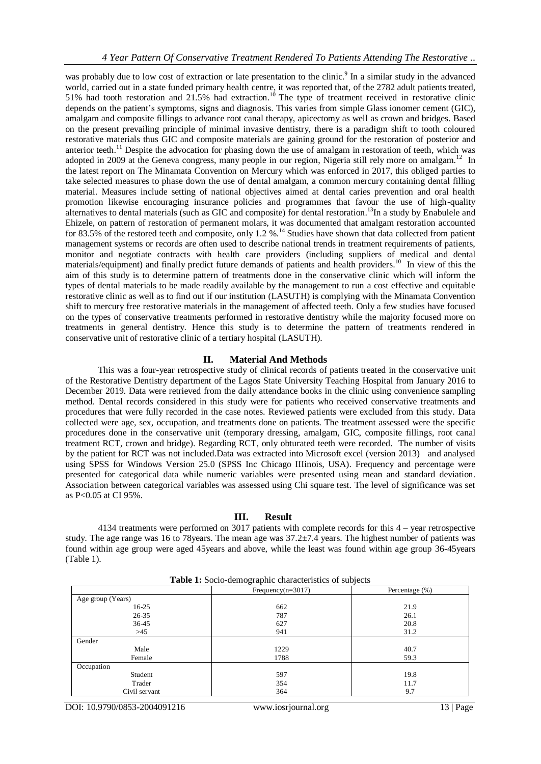was probably due to low cost of extraction or late presentation to the clinic.[9] In a similar study in the advanced world, carried out in a state funded primary health centre, it was reported that, of the 2782 adult patients treated, 51% had tooth restoration and 21.5% had extraction.[10] The type of treatment received in restorative clinic depends on the patient's symptoms, signs and diagnosis. This varies from simple Glass ionomer cement (GIC), amalgam and composite fillings to advance root canal therapy, apicectomy as well as crown and bridges. Based on the present prevailing principle of minimal invasive dentistry, there is a paradigm shift to tooth coloured restorative materials thus GIC and composite materials are gaining ground for the restoration of posterior and anterior teeth.[11] Despite the advocation for phasing down the use of amalgam in restoration of teeth, which was adopted in 2009 at the Geneva congress, many people in our region, Nigeria still rely more on amalgam.[12] In the latest report on The Minamata Convention on Mercury which was enforced in 2017, this obliged parties to take selected measures to phase down the use of dental amalgam, a common mercury containing dental filling material. Measures include setting of national objectives aimed at dental caries prevention and oral health promotion likewise encouraging insurance policies and programmes that favour the use of high-quality alternatives to dental materials (such as GIC and composite) for dental restoration.[13]In a study by Enabulele and Ehizele, on pattern of restoration of permanent molars, it was documented that amalgam restoration accounted for 83.5% of the restored teeth and composite, only 1.2 %.[14] Studies have shown that data collected from patient management systems or records are often used to describe national trends in treatment requirements of patients, monitor and negotiate contracts with health care providers (including suppliers of medical and dental materials/equipment) and finally predict future demands of patients and health providers.[10] In view of this the aim of this study is to determine pattern of treatments done in the conservative clinic which will inform the types of dental materials to be made readily available by the management to run a cost effective and equitable restorative clinic as well as to find out if our institution (LASUTH) is complying with the Minamata Convention shift to mercury free restorative materials in the management of affected teeth. Only a few studies have focused on the types of conservative treatments performed in restorative dentistry while the majority focused more on treatments in general dentistry. Hence this study is to determine the pattern of treatments rendered in conservative unit of restorative clinic of a tertiary hospital (LASUTH).

## II. Material And Methods

This was a four-year retrospective study of clinical records of patients treated in the conservative unit of the Restorative Dentistry department of the Lagos State University Teaching Hospital from January 2016 to December 2019. Data were retrieved from the daily attendance books in the clinic using convenience sampling method. Dental records considered in this study were for patients who received conservative treatments and procedures that were fully recorded in the case notes. Reviewed patients were excluded from this study. Data collected were age, sex, occupation, and treatments done on patients. The treatment assessed were the specific procedures done in the conservative unit (temporary dressing, amalgam, GIC, composite fillings, root canal treatment RCT, crown and bridge). Regarding RCT, only obturated teeth were recorded. The number of visits by the patient for RCT was not included.Data was extracted into Microsoft excel (version 2013) and analysed using SPSS for Windows Version 25.0 (SPSS Inc Chicago IIIinois, USA). Frequency and percentage were presented for categorical data while numeric variables were presented using mean and standard deviation. Association between categorical variables was assessed using Chi square test. The level of significance was set as P<0.05 at CI 95%.

## III. Result

4134 treatments were performed on 3017 patients with complete records for this 4 – year retrospective study. The age range was 16 to 78years. The mean age was 37.2±7.4 years. The highest number of patients was found within age group were aged 45years and above, while the least was found within age group 36-45years (Table 1).

**Table 1:** Socio-demographic characteristics of subjects

| | Frequency(n=3017) | Percentage (%) |
|---|---|---|
| Age group (Years) | | |
| 16-25 | 662 | 21.9 |
| 26-35 | 787 | 26.1 |
| 36-45 | 627 | 20.8 |
| >45 | 941 | 31.2 |
| Gender | | |
| Male | 1229 | 40.7 |
| Female | 1788 | 59.3 |
| Occupation | | |
| Student | 597 | 19.8 |
| Trader | 354 | 11.7 |
| Civil servant | 364 | 9.7 |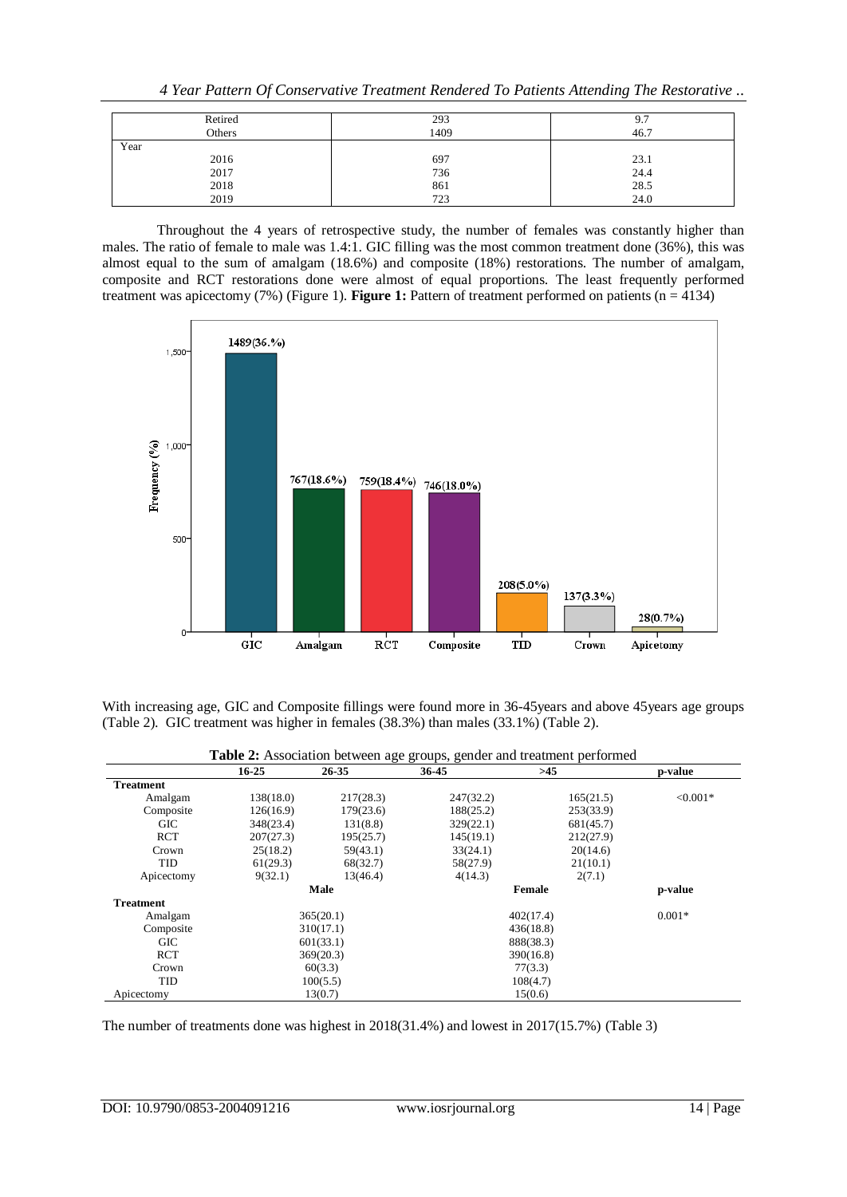| | | |
|---|---|---|
| Retired | 293 | 9.7 |
| Others | 1409 | 46.7 |
| Year | | |
| 2016 | 697 | 23.1 |
| 2017 | 736 | 24.4 |
| 2018 | 861 | 28.5 |
| 2019 | 723 | 24.0 |

Throughout the 4 years of retrospective study, the number of females was constantly higher than males. The ratio of female to male was 1.4:1. GIC filling was the most common treatment done (36%), this was almost equal to the sum of amalgam (18.6%) and composite (18%) restorations. The number of amalgam, composite and RCT restorations done were almost of equal proportions. The least frequently performed treatment was apicectomy (7%) (Figure 1). **Figure 1:** Pattern of treatment performed on patients (n = 4134)

With increasing age, GIC and Composite fillings were found more in 36-45years and above 45years age groups (Table 2). GIC treatment was higher in females (38.3%) than males (33.1%) (Table 2).

**Table 2:** Association between age groups, gender and treatment performed

| | 16-25 | 26-35 | 36-45 | >45 | p-value |
|---|---|---|---|---|---|
| **Treatment** | | | | | |
| Amalgam | 138(18.0) | 217(28.3) | 247(32.2) | 165(21.5) | <0.001* |
| Composite | 126(16.9) | 179(23.6) | 188(25.2) | 253(33.9) | |
| GIC | 348(23.4) | 131(8.8) | 329(22.1) | 681(45.7) | |
| RCT | 207(27.3) | 195(25.7) | 145(19.1) | 212(27.9) | |
| Crown | 25(18.2) | 59(43.1) | 33(24.1) | 20(14.6) | |
| TID | 61(29.3) | 68(32.7) | 58(27.9) | 21(10.1) | |
| Apicectomy | 9(32.1) | 13(46.4) | 4(14.3) | 2(7.1) | |
| | **Male** | | **Female** | | **p-value** |
| **Treatment** | | | | | |
| Amalgam | 365(20.1) | | 402(17.4) | | 0.001* |
| Composite | 310(17.1) | | 436(18.8) | | |
| GIC | 601(33.1) | | 888(38.3) | | |
| RCT | 369(20.3) | | 390(16.8) | | |
| Crown | 60(3.3) | | 77(3.3) | | |
| TID | 100(5.5) | | 108(4.7) | | |
| Apicectomy | 13(0.7) | | 15(0.6) | | |

The number of treatments done was highest in 2018(31.4%) and lowest in 2017(15.7%) (Table 3)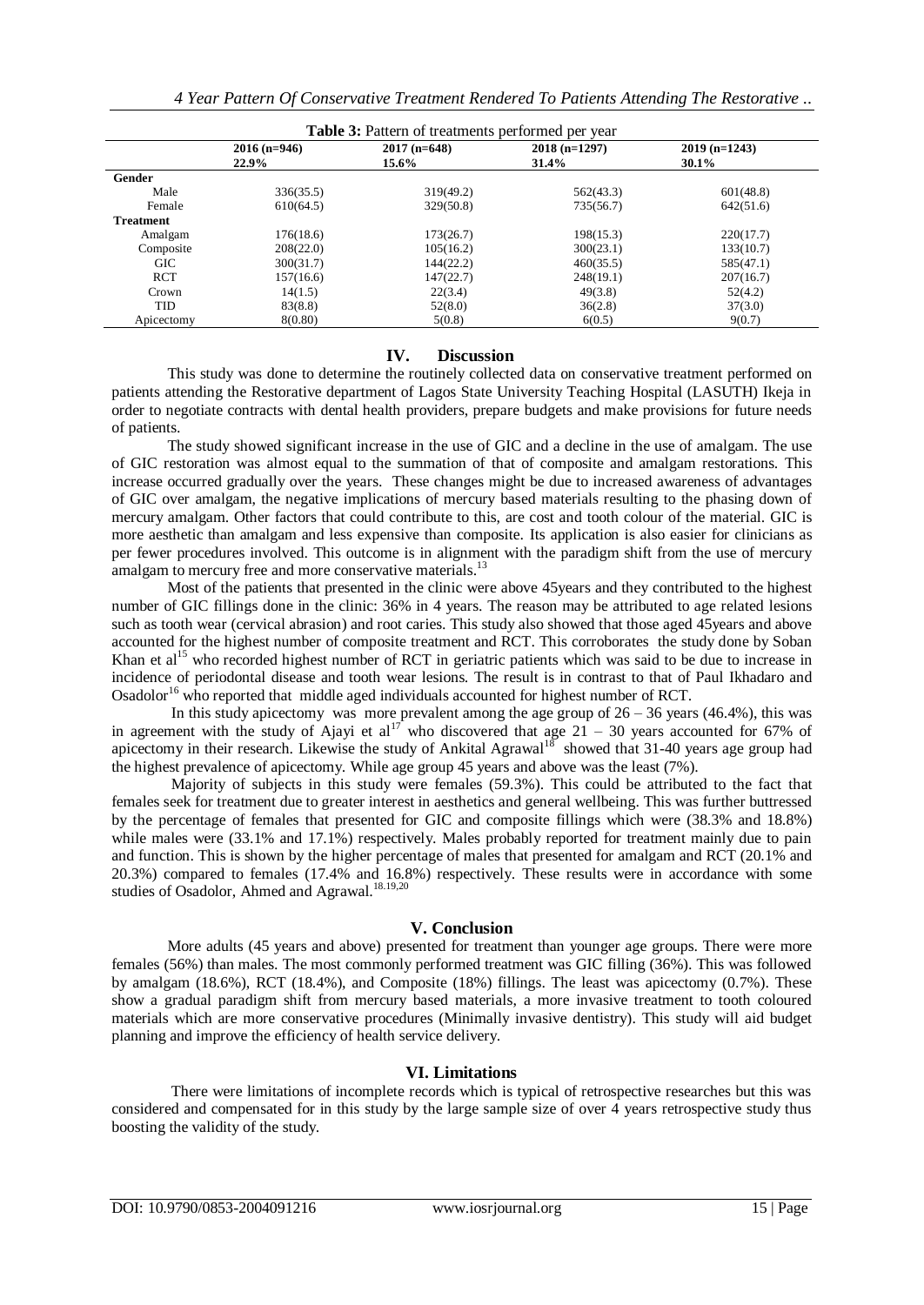**Table 3:** Pattern of treatments performed per year

| | 2016 (n=946) 22.9% | 2017 (n=648) 15.6% | 2018 (n=1297) 31.4% | 2019 (n=1243) 30.1% |
|---|---|---|---|---|
| **Gender** | | | | |
| Male | 336(35.5) | 319(49.2) | 562(43.3) | 601(48.8) |
| Female | 610(64.5) | 329(50.8) | 735(56.7) | 642(51.6) |
| **Treatment** | | | | |
| Amalgam | 176(18.6) | 173(26.7) | 198(15.3) | 220(17.7) |
| Composite | 208(22.0) | 105(16.2) | 300(23.1) | 133(10.7) |
| GIC | 300(31.7) | 144(22.2) | 460(35.5) | 585(47.1) |
| RCT | 157(16.6) | 147(22.7) | 248(19.1) | 207(16.7) |
| Crown | 14(1.5) | 22(3.4) | 49(3.8) | 52(4.2) |
| TID | 83(8.8) | 52(8.0) | 36(2.8) | 37(3.0) |
| Apicectomy | 8(0.80) | 5(0.8) | 6(0.5) | 9(0.7) |

## IV. Discussion

This study was done to determine the routinely collected data on conservative treatment performed on patients attending the Restorative department of Lagos State University Teaching Hospital (LASUTH) Ikeja in order to negotiate contracts with dental health providers, prepare budgets and make provisions for future needs of patients.

The study showed significant increase in the use of GIC and a decline in the use of amalgam. The use of GIC restoration was almost equal to the summation of that of composite and amalgam restorations. This increase occurred gradually over the years. These changes might be due to increased awareness of advantages of GIC over amalgam, the negative implications of mercury based materials resulting to the phasing down of mercury amalgam. Other factors that could contribute to this, are cost and tooth colour of the material. GIC is more aesthetic than amalgam and less expensive than composite. Its application is also easier for clinicians as per fewer procedures involved. This outcome is in alignment with the paradigm shift from the use of mercury amalgam to mercury free and more conservative materials.[13]

Most of the patients that presented in the clinic were above 45years and they contributed to the highest number of GIC fillings done in the clinic: 36% in 4 years. The reason may be attributed to age related lesions such as tooth wear (cervical abrasion) and root caries. This study also showed that those aged 45years and above accounted for the highest number of composite treatment and RCT. This corroborates the study done by Soban Khan et al[15] who recorded highest number of RCT in geriatric patients which was said to be due to increase in incidence of periodontal disease and tooth wear lesions. The result is in contrast to that of Paul Ikhadaro and Osadolor[16] who reported that middle aged individuals accounted for highest number of RCT.

In this study apicectomy was more prevalent among the age group of 26 – 36 years (46.4%), this was in agreement with the study of Ajayi et al[17] who discovered that age 21 – 30 years accounted for 67% of apicectomy in their research. Likewise the study of Ankital Agrawal[18] showed that 31-40 years age group had the highest prevalence of apicectomy. While age group 45 years and above was the least (7%).

Majority of subjects in this study were females (59.3%). This could be attributed to the fact that females seek for treatment due to greater interest in aesthetics and general wellbeing. This was further buttressed by the percentage of females that presented for GIC and composite fillings which were (38.3% and 18.8%) while males were (33.1% and 17.1%) respectively. Males probably reported for treatment mainly due to pain and function. This is shown by the higher percentage of males that presented for amalgam and RCT (20.1% and 20.3%) compared to females (17.4% and 16.8%) respectively. These results were in accordance with some studies of Osadolor, Ahmed and Agrawal.[18,19,20]

## V. Conclusion

More adults (45 years and above) presented for treatment than younger age groups. There were more females (56%) than males. The most commonly performed treatment was GIC filling (36%). This was followed by amalgam (18.6%), RCT (18.4%), and Composite (18%) fillings. The least was apicectomy (0.7%). These show a gradual paradigm shift from mercury based materials, a more invasive treatment to tooth coloured materials which are more conservative procedures (Minimally invasive dentistry). This study will aid budget planning and improve the efficiency of health service delivery.

## VI. Limitations

There were limitations of incomplete records which is typical of retrospective researches but this was considered and compensated for in this study by the large sample size of over 4 years retrospective study thus boosting the validity of the study.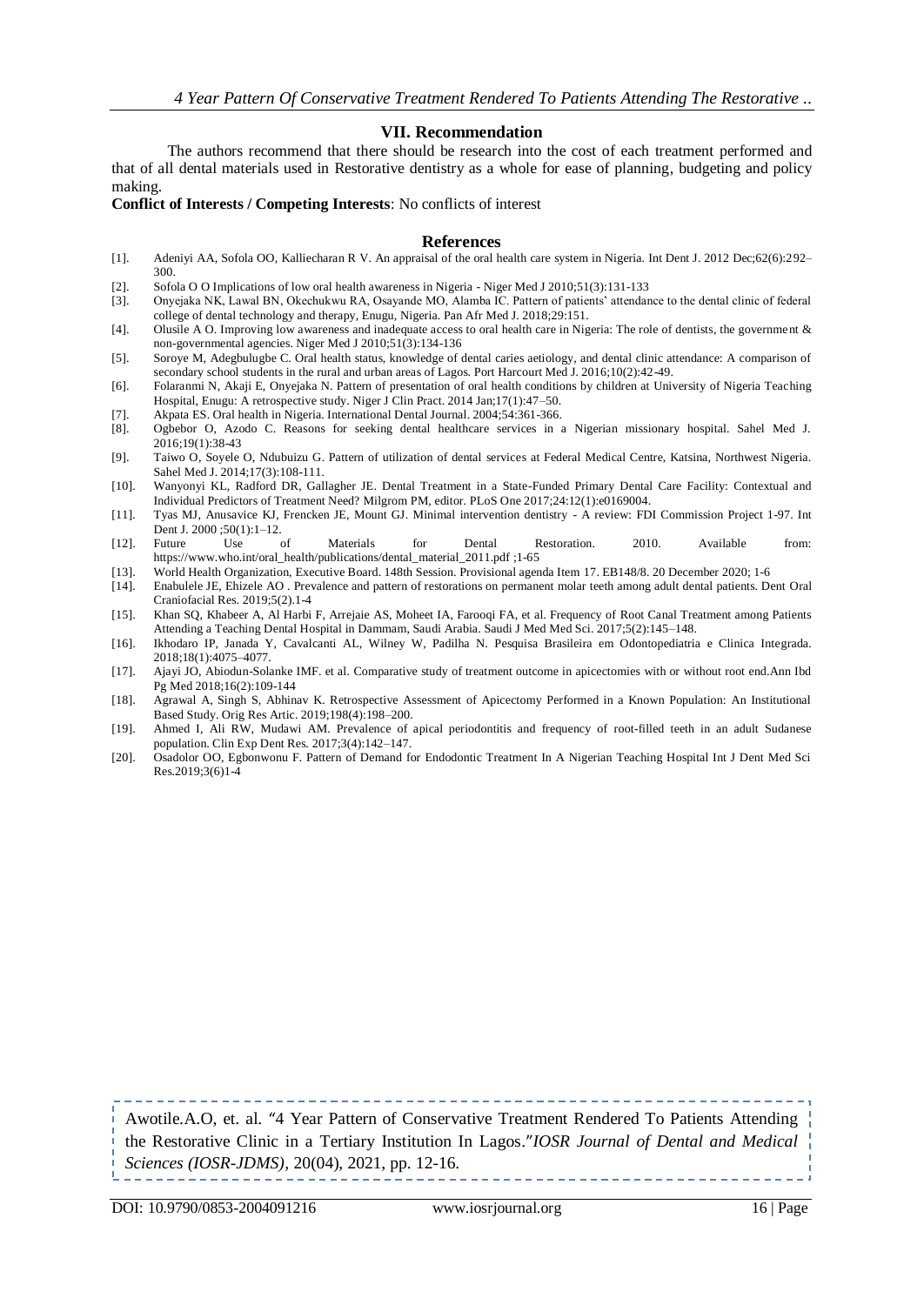## VII. Recommendation

The authors recommend that there should be research into the cost of each treatment performed and that of all dental materials used in Restorative dentistry as a whole for ease of planning, budgeting and policy making.

**Conflict of Interests / Competing Interests**: No conflicts of interest

## References

[1]. Adeniyi AA, Sofola OO, Kalliecharan R V. An appraisal of the oral health care system in Nigeria. Int Dent J. 2012 Dec;62(6):292–300.

[2]. Sofola O O Implications of low oral health awareness in Nigeria - Niger Med J 2010;51(3):131-133

[3]. Onyejaka NK, Lawal BN, Okechukwu RA, Osayande MO, Alamba IC. Pattern of patients' attendance to the dental clinic of federal college of dental technology and therapy, Enugu, Nigeria. Pan Afr Med J. 2018;29:151.

[4]. Olusile A O. Improving low awareness and inadequate access to oral health care in Nigeria: The role of dentists, the government & non-governmental agencies. Niger Med J 2010;51(3):134-136

[5]. Soroye M, Adegbulugbe C. Oral health status, knowledge of dental caries aetiology, and dental clinic attendance: A comparison of secondary school students in the rural and urban areas of Lagos. Port Harcourt Med J. 2016;10(2):42-49.

[6]. Folaranmi N, Akaji E, Onyejaka N. Pattern of presentation of oral health conditions by children at University of Nigeria Teaching Hospital, Enugu: A retrospective study. Niger J Clin Pract. 2014 Jan;17(1):47–50.

[7]. Akpata ES. Oral health in Nigeria. International Dental Journal. 2004;54:361-366.

[8]. Ogbebor O, Azodo C. Reasons for seeking dental healthcare services in a Nigerian missionary hospital. Sahel Med J. 2016;19(1):38-43

[9]. Taiwo O, Soyele O, Ndubuizu G. Pattern of utilization of dental services at Federal Medical Centre, Katsina, Northwest Nigeria. Sahel Med J. 2014;17(3):108-111.

[10]. Wanyonyi KL, Radford DR, Gallagher JE. Dental Treatment in a State-Funded Primary Dental Care Facility: Contextual and Individual Predictors of Treatment Need? Milgrom PM, editor. PLoS One 2017;24:12(1):e0169004.

[11]. Tyas MJ, Anusavice KJ, Frencken JE, Mount GJ. Minimal intervention dentistry - A review: FDI Commission Project 1-97. Int Dent J. 2000 ;50(1):1–12.

[12]. Future Use of Materials for Dental Restoration. 2010. Available from: https://www.who.int/oral_health/publications/dental_material_2011.pdf ;1-65

[13]. World Health Organization, Executive Board. 148th Session. Provisional agenda Item 17. EB148/8. 20 December 2020; 1-6

[14]. Enabulele JE, Ehizele AO . Prevalence and pattern of restorations on permanent molar teeth among adult dental patients. Dent Oral Craniofacial Res. 2019;5(2).1-4

[15]. Khan SQ, Khabeer A, Al Harbi F, Arrejaie AS, Moheet IA, Farooqi FA, et al. Frequency of Root Canal Treatment among Patients Attending a Teaching Dental Hospital in Dammam, Saudi Arabia. Saudi J Med Med Sci. 2017;5(2):145–148.

[16]. Ikhodaro IP, Janada Y, Cavalcanti AL, Wilney W, Padilha N. Pesquisa Brasileira em Odontopediatria e Clinica Integrada. 2018;18(1):4075–4077.

[17]. Ajayi JO, Abiodun-Solanke IMF. et al. Comparative study of treatment outcome in apicectomies with or without root end.Ann Ibd Pg Med 2018;16(2):109-144

[18]. Agrawal A, Singh S, Abhinav K. Retrospective Assessment of Apicectomy Performed in a Known Population: An Institutional Based Study. Orig Res Artic. 2019;198(4):198–200.

[19]. Ahmed I, Ali RW, Mudawi AM. Prevalence of apical periodontitis and frequency of root-filled teeth in an adult Sudanese population. Clin Exp Dent Res. 2017;3(4):142–147.

[20]. Osadolor OO, Egbonwonu F. Pattern of Demand for Endodontic Treatment In A Nigerian Teaching Hospital Int J Dent Med Sci Res.2019;3(6)1-4

Awotile.A.O, et. al. "4 Year Pattern of Conservative Treatment Rendered To Patients Attending the Restorative Clinic in a Tertiary Institution In Lagos."*IOSR Journal of Dental and Medical Sciences (IOSR-JDMS)*, 20(04), 2021, pp. 12-16.